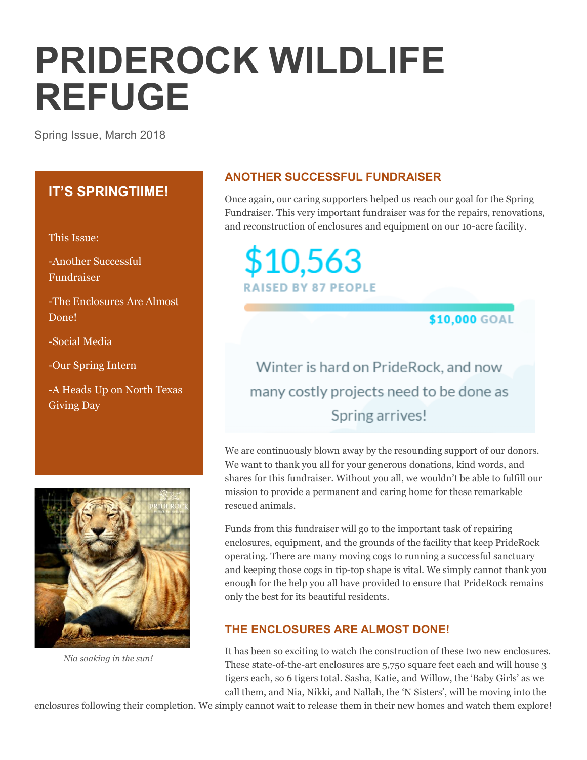# PRIDEROCK WILDLIFE REFUGE

Spring Issue, March 2018

## IT'S SPRINGTIIME!

This Issue:

-Another Successful Fundraiser

-The Enclosures Are Almost Done!

-Social Media

-Our Spring Intern

-A Heads Up on North Texas Giving Day

*Nia soaking in the sun!*

## ANOTHER SUCCESSFUL FUNDRAISER

Once again, our caring supporters helped us reach our goal for the Spring Fundraiser. This very important fundraiser was for the repairs, renovations, and reconstruction of enclosures and equipment on our 10-acre facility.

$10,563

RAISED BY 87 PEOPLE

$10,000 GOAL

Winter is hard on PrideRock, and now many costly projects need to be done as Spring arrives!

We are continuously blown away by the resounding support of our donors. We want to thank you all for your generous donations, kind words, and shares for this fundraiser. Without you all, we wouldn't be able to fulfill our mission to provide a permanent and caring home for these remarkable rescued animals.

Funds from this fundraiser will go to the important task of repairing enclosures, equipment, and the grounds of the facility that keep PrideRock operating. There are many moving cogs to running a successful sanctuary and keeping those cogs in tip-top shape is vital. We simply cannot thank you enough for the help you all have provided to ensure that PrideRock remains only the best for its beautiful residents.

## THE ENCLOSURES ARE ALMOST DONE!

It has been so exciting to watch the construction of these two new enclosures. These state-of-the-art enclosures are 5,750 square feet each and will house 3 tigers each, so 6 tigers total. Sasha, Katie, and Willow, the 'Baby Girls' as we call them, and Nia, Nikki, and Nallah, the 'N Sisters', will be moving into the enclosures following their completion. We simply cannot wait to release them in their new homes and watch them explore!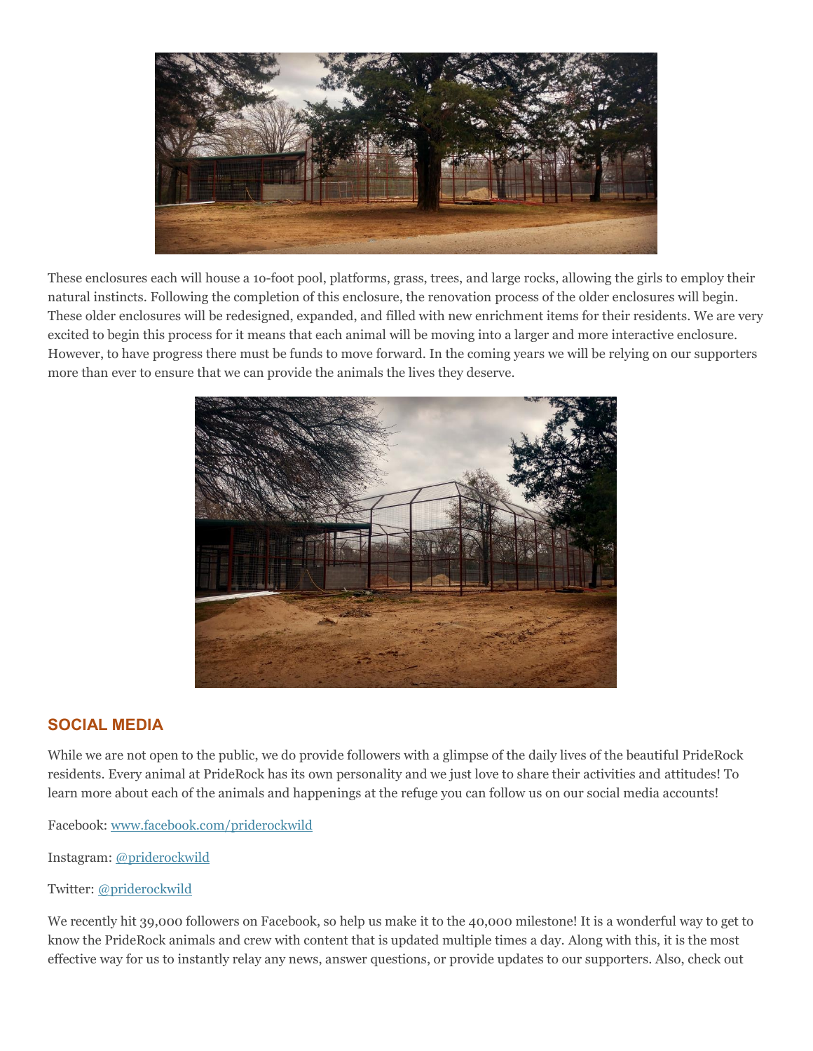These enclosures each will house a 10-foot pool, platforms, grass, trees, and large rocks, allowing the girls to employ their natural instincts. Following the completion of this enclosure, the renovation process of the older enclosures will begin. These older enclosures will be redesigned, expanded, and filled with new enrichment items for their residents. We are very excited to begin this process for it means that each animal will be moving into a larger and more interactive enclosure. However, to have progress there must be funds to move forward. In the coming years we will be relying on our supporters more than ever to ensure that we can provide the animals the lives they deserve.

## SOCIAL MEDIA

While we are not open to the public, we do provide followers with a glimpse of the daily lives of the beautiful PrideRock residents. Every animal at PrideRock has its own personality and we just love to share their activities and attitudes! To learn more about each of the animals and happenings at the refuge you can follow us on our social media accounts!

Facebook: [www.facebook.com/priderockwild](www.facebook.com/priderockwild)

Instagram: @priderockwild

Twitter: @priderockwild

We recently hit 39,000 followers on Facebook, so help us make it to the 40,000 milestone! It is a wonderful way to get to know the PrideRock animals and crew with content that is updated multiple times a day. Along with this, it is the most effective way for us to instantly relay any news, answer questions, or provide updates to our supporters. Also, check out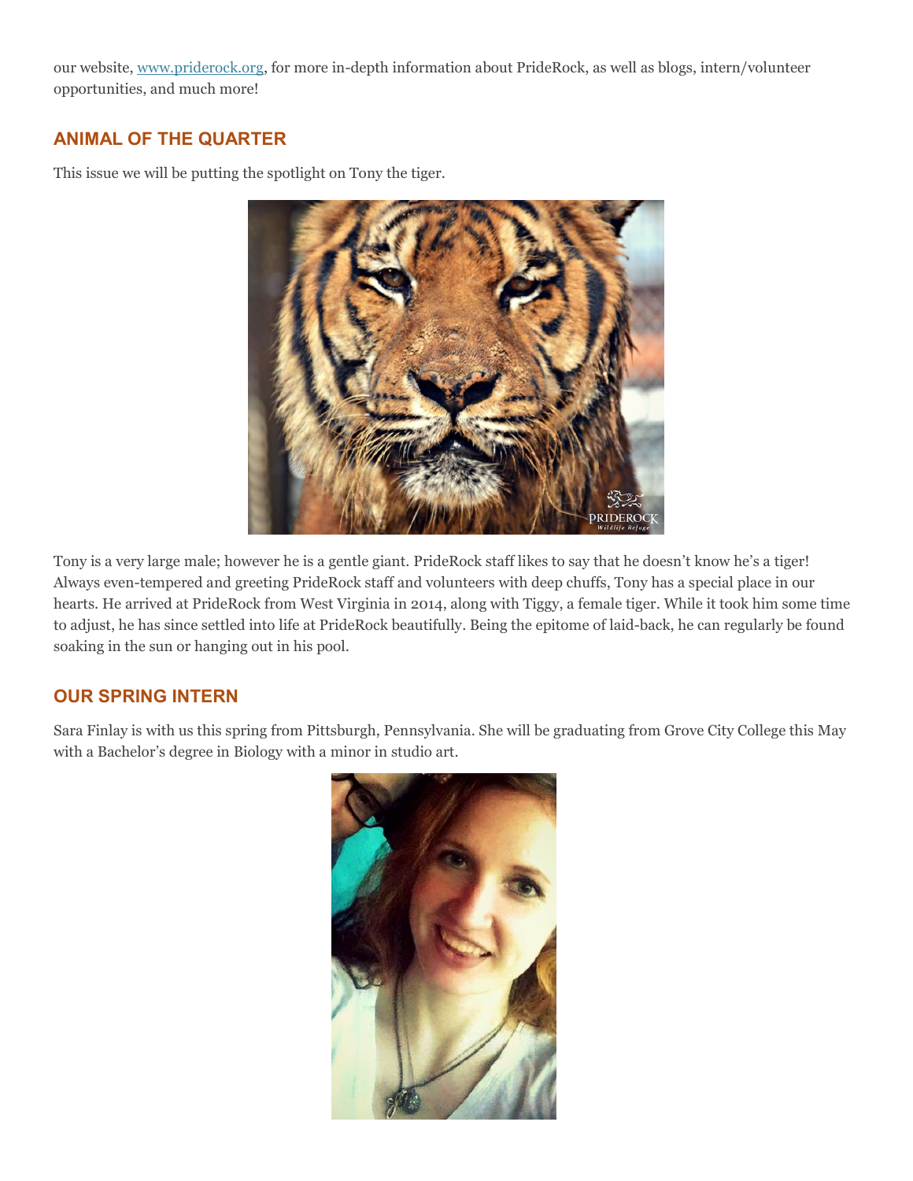our website, [www.priderock.org](http://www.priderock.org), for more in-depth information about PrideRock, as well as blogs, intern/volunteer opportunities, and much more!

## ANIMAL OF THE QUARTER

This issue we will be putting the spotlight on Tony the tiger.

Tony is a very large male; however he is a gentle giant. PrideRock staff likes to say that he doesn't know he's a tiger! Always even-tempered and greeting PrideRock staff and volunteers with deep chuffs, Tony has a special place in our hearts. He arrived at PrideRock from West Virginia in 2014, along with Tiggy, a female tiger. While it took him some time to adjust, he has since settled into life at PrideRock beautifully. Being the epitome of laid-back, he can regularly be found soaking in the sun or hanging out in his pool.

## OUR SPRING INTERN

Sara Finlay is with us this spring from Pittsburgh, Pennsylvania. She will be graduating from Grove City College this May with a Bachelor's degree in Biology with a minor in studio art.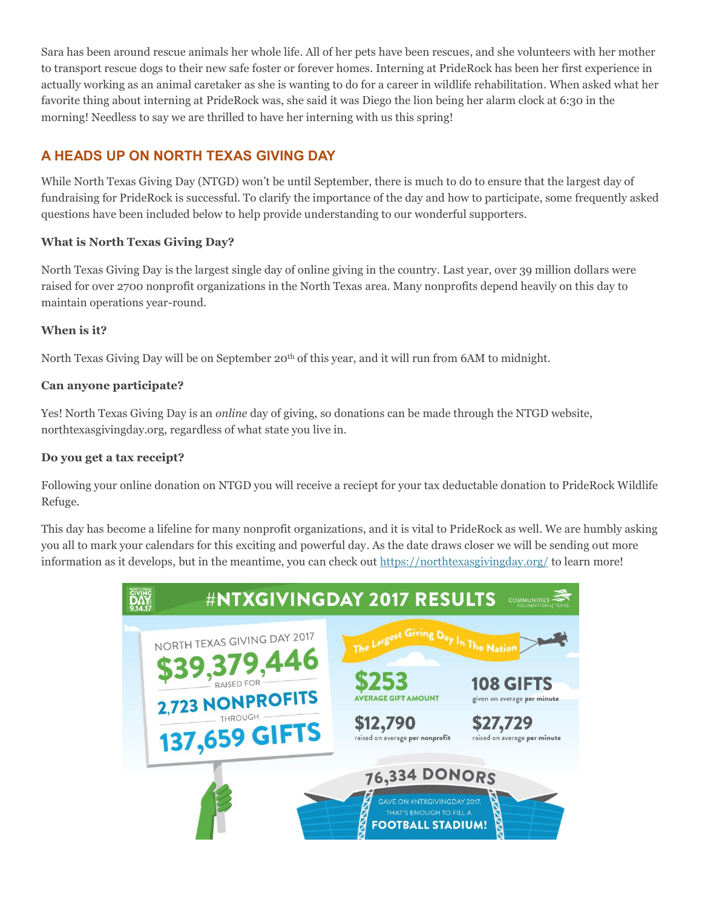Sara has been around rescue animals her whole life. All of her pets have been rescues, and she volunteers with her mother to transport rescue dogs to their new safe foster or forever homes. Interning at PrideRock has been her first experience in actually working as an animal caretaker as she is wanting to do for a career in wildlife rehabilitation. When asked what her favorite thing about interning at PrideRock was, she said it was Diego the lion being her alarm clock at 6:30 in the morning! Needless to say we are thrilled to have her interning with us this spring!

## A HEADS UP ON NORTH TEXAS GIVING DAY

While North Texas Giving Day (NTGD) won't be until September, there is much to do to ensure that the largest day of fundraising for PrideRock is successful. To clarify the importance of the day and how to participate, some frequently asked questions have been included below to help provide understanding to our wonderful supporters.

**What is North Texas Giving Day?**

North Texas Giving Day is the largest single day of online giving in the country. Last year, over 39 million dollars were raised for over 2700 nonprofit organizations in the North Texas area. Many nonprofits depend heavily on this day to maintain operations year-round.

**When is it?**

North Texas Giving Day will be on September 20th of this year, and it will run from 6AM to midnight.

**Can anyone participate?**

Yes! North Texas Giving Day is an *online* day of giving, so donations can be made through the NTGD website, northtexasgivingday.org, regardless of what state you live in.

**Do you get a tax receipt?**

Following your online donation on NTGD you will receive a reciept for your tax deductable donation to PrideRock Wildlife Refuge.

This day has become a lifeline for many nonprofit organizations, and it is vital to PrideRock as well. We are humbly asking you all to mark your calendars for this exciting and powerful day. As the date draws closer we will be sending out more information as it develops, but in the meantime, you can check out https://northtexasgivingday.org/ to learn more!

#NTXGIVINGDAY 2017 RESULTS

NORTH TEXAS GIVING DAY 2017
$39,379,446
RAISED FOR
2,723 NONPROFITS
THROUGH
137,659 GIFTS

The Largest Giving Day In The Nation

$253
AVERAGE GIFT AMOUNT

108 GIFTS
given on average per minute

$12,790
raised on average per nonprofit

$27,729
raised on average per minute

76,334 DONORS
GAVE ON #NTXGIVINGDAY 2017. THAT'S ENOUGH TO FILL A FOOTBALL STADIUM!